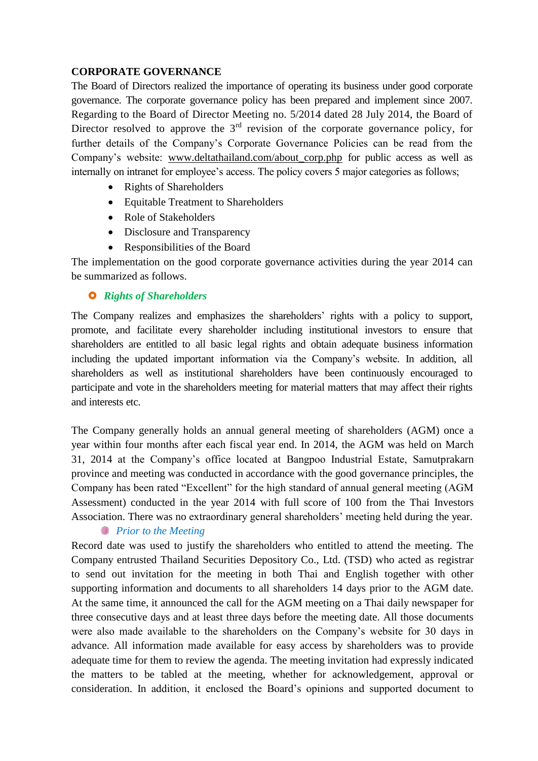# CORPORATE GOVERNANCE

The Board of Directors realized the importance of operating its business under good corporate governance. The corporate governance policy has been prepared and implement since 2007. Regarding to the Board of Director Meeting no. 5/2014 dated 28 July 2014, the Board of Director resolved to approve the 3rd revision of the corporate governance policy, for further details of the Company's Corporate Governance Policies can be read from the Company's website: www.deltathailand.com/about_corp.php for public access as well as internally on intranet for employee's access. The policy covers 5 major categories as follows;

- Rights of Shareholders
- Equitable Treatment to Shareholders
- Role of Stakeholders
- Disclosure and Transparency
- Responsibilities of the Board

The implementation on the good corporate governance activities during the year 2014 can be summarized as follows.

## *Rights of Shareholders*

The Company realizes and emphasizes the shareholders' rights with a policy to support, promote, and facilitate every shareholder including institutional investors to ensure that shareholders are entitled to all basic legal rights and obtain adequate business information including the updated important information via the Company's website. In addition, all shareholders as well as institutional shareholders have been continuously encouraged to participate and vote in the shareholders meeting for material matters that may affect their rights and interests etc.

The Company generally holds an annual general meeting of shareholders (AGM) once a year within four months after each fiscal year end. In 2014, the AGM was held on March 31, 2014 at the Company's office located at Bangpoo Industrial Estate, Samutprakarn province and meeting was conducted in accordance with the good governance principles, the Company has been rated "Excellent" for the high standard of annual general meeting (AGM Assessment) conducted in the year 2014 with full score of 100 from the Thai Investors Association. There was no extraordinary general shareholders' meeting held during the year.

### *Prior to the Meeting*

Record date was used to justify the shareholders who entitled to attend the meeting. The Company entrusted Thailand Securities Depository Co., Ltd. (TSD) who acted as registrar to send out invitation for the meeting in both Thai and English together with other supporting information and documents to all shareholders 14 days prior to the AGM date. At the same time, it announced the call for the AGM meeting on a Thai daily newspaper for three consecutive days and at least three days before the meeting date. All those documents were also made available to the shareholders on the Company's website for 30 days in advance. All information made available for easy access by shareholders was to provide adequate time for them to review the agenda. The meeting invitation had expressly indicated the matters to be tabled at the meeting, whether for acknowledgement, approval or consideration. In addition, it enclosed the Board's opinions and supported document to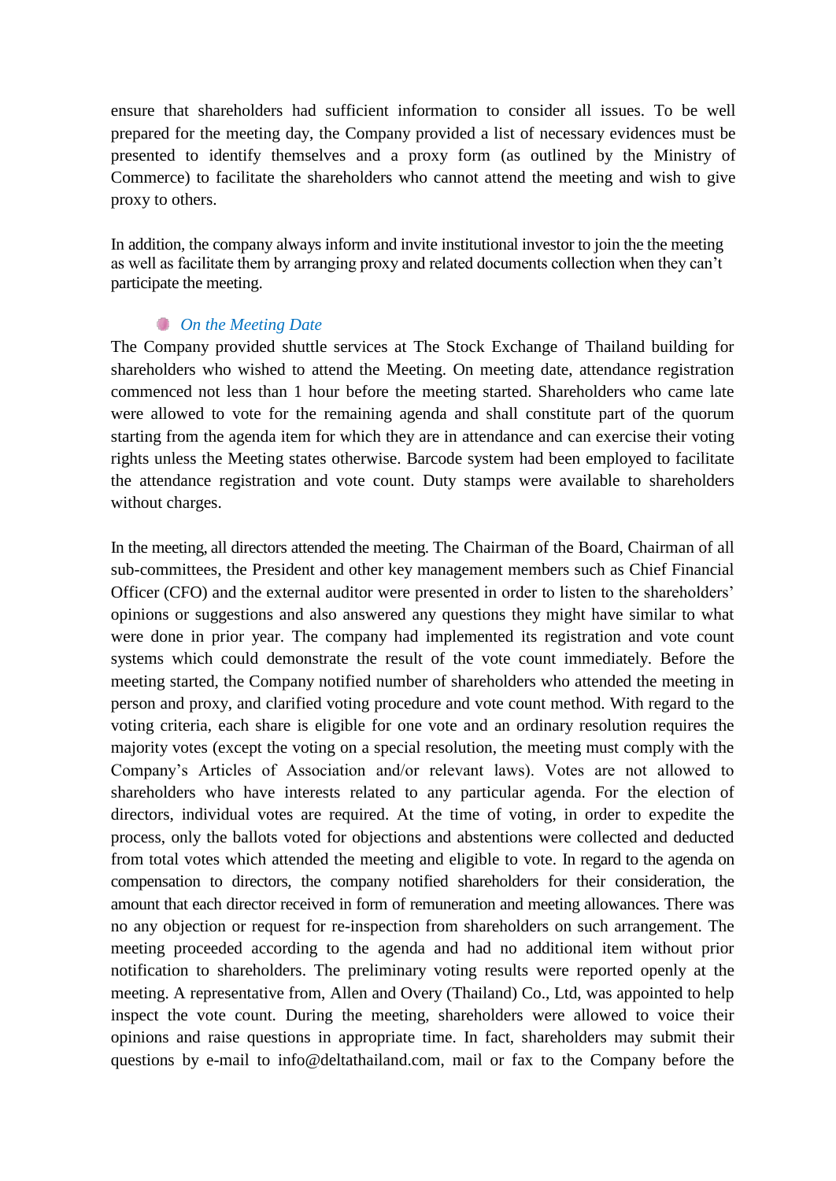ensure that shareholders had sufficient information to consider all issues. To be well prepared for the meeting day, the Company provided a list of necessary evidences must be presented to identify themselves and a proxy form (as outlined by the Ministry of Commerce) to facilitate the shareholders who cannot attend the meeting and wish to give proxy to others.

In addition, the company always inform and invite institutional investor to join the the meeting as well as facilitate them by arranging proxy and related documents collection when they can't participate the meeting.

- *On the Meeting Date*

The Company provided shuttle services at The Stock Exchange of Thailand building for shareholders who wished to attend the Meeting. On meeting date, attendance registration commenced not less than 1 hour before the meeting started. Shareholders who came late were allowed to vote for the remaining agenda and shall constitute part of the quorum starting from the agenda item for which they are in attendance and can exercise their voting rights unless the Meeting states otherwise. Barcode system had been employed to facilitate the attendance registration and vote count. Duty stamps were available to shareholders without charges.

In the meeting, all directors attended the meeting. The Chairman of the Board, Chairman of all sub-committees, the President and other key management members such as Chief Financial Officer (CFO) and the external auditor were presented in order to listen to the shareholders' opinions or suggestions and also answered any questions they might have similar to what were done in prior year. The company had implemented its registration and vote count systems which could demonstrate the result of the vote count immediately. Before the meeting started, the Company notified number of shareholders who attended the meeting in person and proxy, and clarified voting procedure and vote count method. With regard to the voting criteria, each share is eligible for one vote and an ordinary resolution requires the majority votes (except the voting on a special resolution, the meeting must comply with the Company's Articles of Association and/or relevant laws). Votes are not allowed to shareholders who have interests related to any particular agenda. For the election of directors, individual votes are required. At the time of voting, in order to expedite the process, only the ballots voted for objections and abstentions were collected and deducted from total votes which attended the meeting and eligible to vote. In regard to the agenda on compensation to directors, the company notified shareholders for their consideration, the amount that each director received in form of remuneration and meeting allowances. There was no any objection or request for re-inspection from shareholders on such arrangement. The meeting proceeded according to the agenda and had no additional item without prior notification to shareholders. The preliminary voting results were reported openly at the meeting. A representative from, Allen and Overy (Thailand) Co., Ltd, was appointed to help inspect the vote count. During the meeting, shareholders were allowed to voice their opinions and raise questions in appropriate time. In fact, shareholders may submit their questions by e-mail to info@deltathailand.com, mail or fax to the Company before the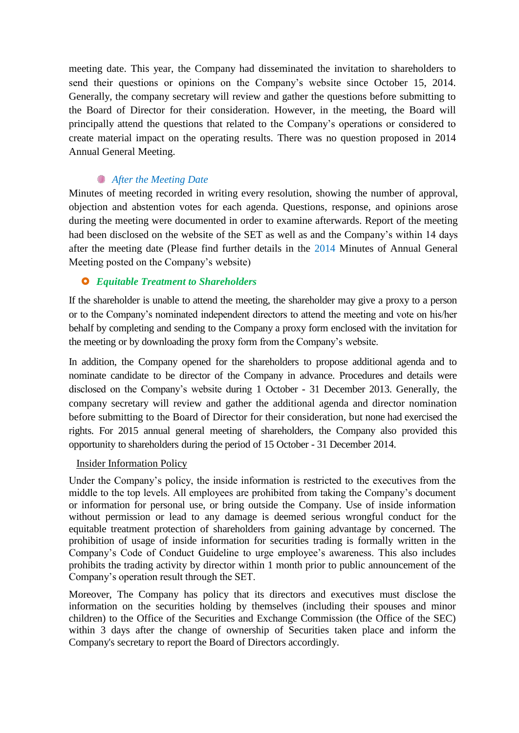meeting date. This year, the Company had disseminated the invitation to shareholders to send their questions or opinions on the Company's website since October 15, 2014. Generally, the company secretary will review and gather the questions before submitting to the Board of Director for their consideration. However, in the meeting, the Board will principally attend the questions that related to the Company's operations or considered to create material impact on the operating results. There was no question proposed in 2014 Annual General Meeting.

- *After the Meeting Date*

Minutes of meeting recorded in writing every resolution, showing the number of approval, objection and abstention votes for each agenda. Questions, response, and opinions arose during the meeting were documented in order to examine afterwards. Report of the meeting had been disclosed on the website of the SET as well as and the Company's within 14 days after the meeting date (Please find further details in the 2014 Minutes of Annual General Meeting posted on the Company's website)

### *Equitable Treatment to Shareholders*

If the shareholder is unable to attend the meeting, the shareholder may give a proxy to a person or to the Company's nominated independent directors to attend the meeting and vote on his/her behalf by completing and sending to the Company a proxy form enclosed with the invitation for the meeting or by downloading the proxy form from the Company's website.

In addition, the Company opened for the shareholders to propose additional agenda and to nominate candidate to be director of the Company in advance. Procedures and details were disclosed on the Company's website during 1 October - 31 December 2013. Generally, the company secretary will review and gather the additional agenda and director nomination before submitting to the Board of Director for their consideration, but none had exercised the rights. For 2015 annual general meeting of shareholders, the Company also provided this opportunity to shareholders during the period of 15 October - 31 December 2014.

Insider Information Policy

Under the Company's policy, the inside information is restricted to the executives from the middle to the top levels. All employees are prohibited from taking the Company's document or information for personal use, or bring outside the Company. Use of inside information without permission or lead to any damage is deemed serious wrongful conduct for the equitable treatment protection of shareholders from gaining advantage by concerned. The prohibition of usage of inside information for securities trading is formally written in the Company's Code of Conduct Guideline to urge employee's awareness. This also includes prohibits the trading activity by director within 1 month prior to public announcement of the Company's operation result through the SET.

Moreover, The Company has policy that its directors and executives must disclose the information on the securities holding by themselves (including their spouses and minor children) to the Office of the Securities and Exchange Commission (the Office of the SEC) within 3 days after the change of ownership of Securities taken place and inform the Company's secretary to report the Board of Directors accordingly.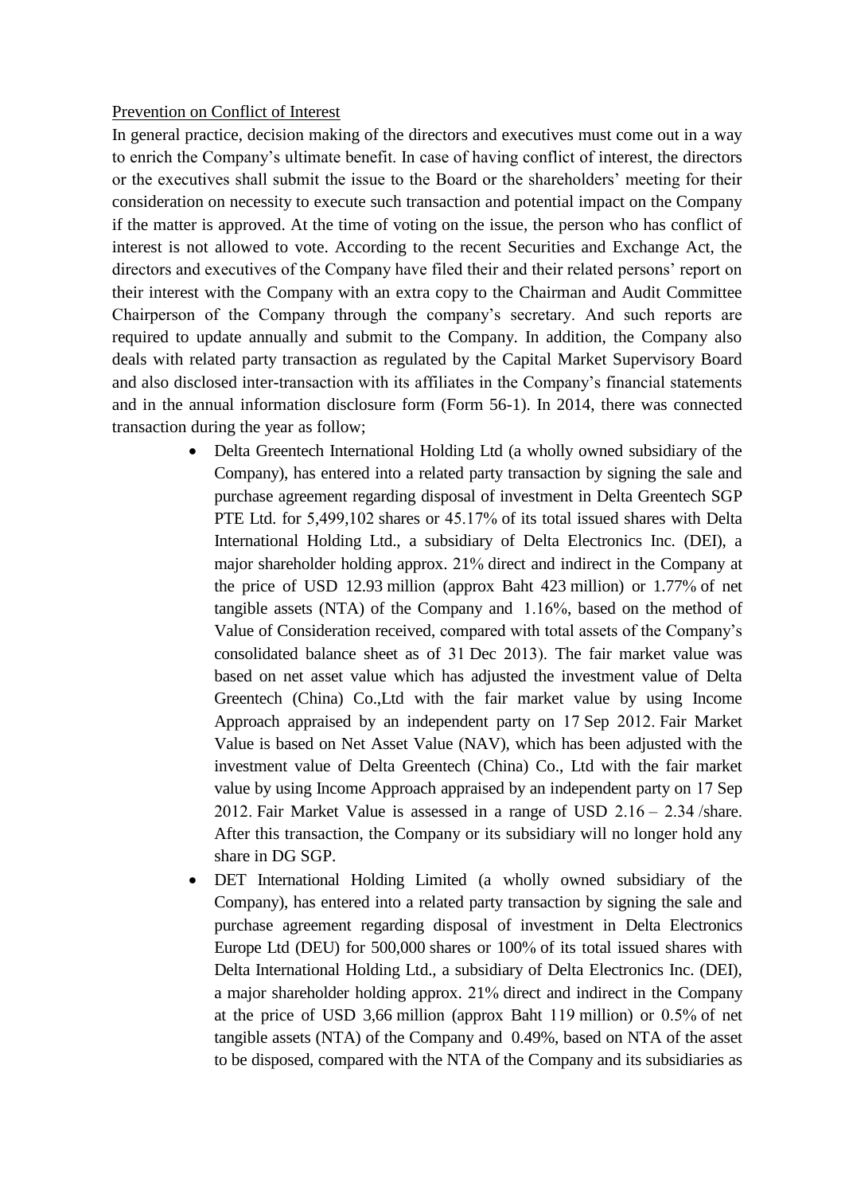<u>Prevention on Conflict of Interest</u>

In general practice, decision making of the directors and executives must come out in a way to enrich the Company's ultimate benefit. In case of having conflict of interest, the directors or the executives shall submit the issue to the Board or the shareholders' meeting for their consideration on necessity to execute such transaction and potential impact on the Company if the matter is approved. At the time of voting on the issue, the person who has conflict of interest is not allowed to vote. According to the recent Securities and Exchange Act, the directors and executives of the Company have filed their and their related persons' report on their interest with the Company with an extra copy to the Chairman and Audit Committee Chairperson of the Company through the company's secretary. And such reports are required to update annually and submit to the Company. In addition, the Company also deals with related party transaction as regulated by the Capital Market Supervisory Board and also disclosed inter-transaction with its affiliates in the Company's financial statements and in the annual information disclosure form (Form 56-1). In 2014, there was connected transaction during the year as follow;

- Delta Greentech International Holding Ltd (a wholly owned subsidiary of the Company), has entered into a related party transaction by signing the sale and purchase agreement regarding disposal of investment in Delta Greentech SGP PTE Ltd. for 5,499,102 shares or 45.17% of its total issued shares with Delta International Holding Ltd., a subsidiary of Delta Electronics Inc. (DEI), a major shareholder holding approx. 21% direct and indirect in the Company at the price of USD 12.93 million (approx Baht 423 million) or 1.77% of net tangible assets (NTA) of the Company and 1.16%, based on the method of Value of Consideration received, compared with total assets of the Company's consolidated balance sheet as of 31 Dec 2013). The fair market value was based on net asset value which has adjusted the investment value of Delta Greentech (China) Co.,Ltd with the fair market value by using Income Approach appraised by an independent party on 17 Sep 2012. Fair Market Value is based on Net Asset Value (NAV), which has been adjusted with the investment value of Delta Greentech (China) Co., Ltd with the fair market value by using Income Approach appraised by an independent party on 17 Sep 2012. Fair Market Value is assessed in a range of USD 2.16 – 2.34 /share. After this transaction, the Company or its subsidiary will no longer hold any share in DG SGP.
- DET International Holding Limited (a wholly owned subsidiary of the Company), has entered into a related party transaction by signing the sale and purchase agreement regarding disposal of investment in Delta Electronics Europe Ltd (DEU) for 500,000 shares or 100% of its total issued shares with Delta International Holding Ltd., a subsidiary of Delta Electronics Inc. (DEI), a major shareholder holding approx. 21% direct and indirect in the Company at the price of USD 3,66 million (approx Baht 119 million) or 0.5% of net tangible assets (NTA) of the Company and 0.49%, based on NTA of the asset to be disposed, compared with the NTA of the Company and its subsidiaries as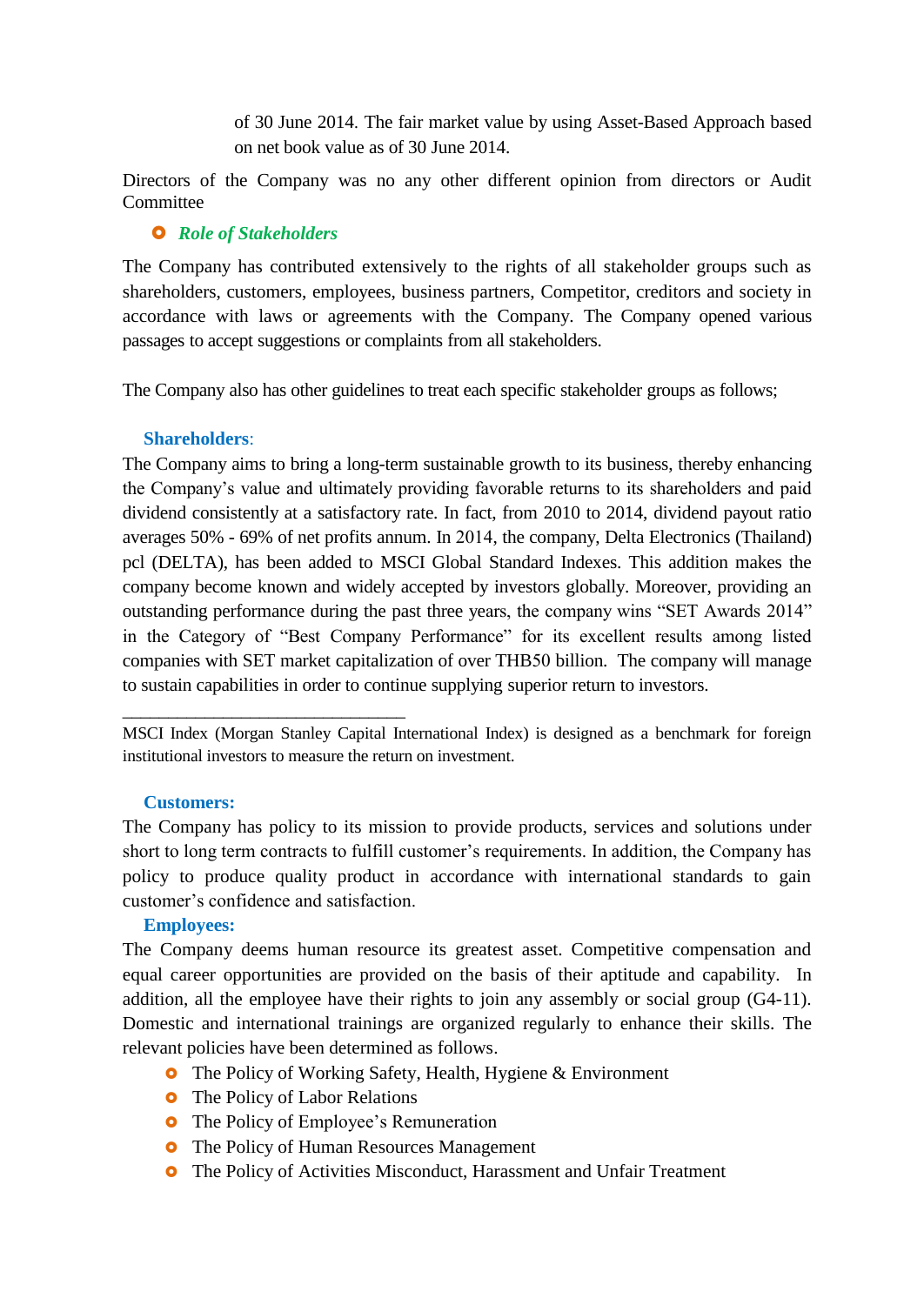of 30 June 2014. The fair market value by using Asset-Based Approach based on net book value as of 30 June 2014.

Directors of the Company was no any other different opinion from directors or Audit Committee

- ***Role of Stakeholders***

The Company has contributed extensively to the rights of all stakeholder groups such as shareholders, customers, employees, business partners, Competitor, creditors and society in accordance with laws or agreements with the Company. The Company opened various passages to accept suggestions or complaints from all stakeholders.

The Company also has other guidelines to treat each specific stakeholder groups as follows;

**Shareholders**:

The Company aims to bring a long-term sustainable growth to its business, thereby enhancing the Company's value and ultimately providing favorable returns to its shareholders and paid dividend consistently at a satisfactory rate. In fact, from 2010 to 2014, dividend payout ratio averages 50% - 69% of net profits annum. In 2014, the company, Delta Electronics (Thailand) pcl (DELTA), has been added to MSCI Global Standard Indexes. This addition makes the company become known and widely accepted by investors globally. Moreover, providing an outstanding performance during the past three years, the company wins "SET Awards 2014" in the Category of "Best Company Performance" for its excellent results among listed companies with SET market capitalization of over THB50 billion. The company will manage to sustain capabilities in order to continue supplying superior return to investors.

---

MSCI Index (Morgan Stanley Capital International Index) is designed as a benchmark for foreign institutional investors to measure the return on investment.

**Customers:**

The Company has policy to its mission to provide products, services and solutions under short to long term contracts to fulfill customer's requirements. In addition, the Company has policy to produce quality product in accordance with international standards to gain customer's confidence and satisfaction.

**Employees:**

The Company deems human resource its greatest asset. Competitive compensation and equal career opportunities are provided on the basis of their aptitude and capability. In addition, all the employee have their rights to join any assembly or social group (G4-11). Domestic and international trainings are organized regularly to enhance their skills. The relevant policies have been determined as follows.

- The Policy of Working Safety, Health, Hygiene & Environment
- The Policy of Labor Relations
- The Policy of Employee's Remuneration
- The Policy of Human Resources Management
- The Policy of Activities Misconduct, Harassment and Unfair Treatment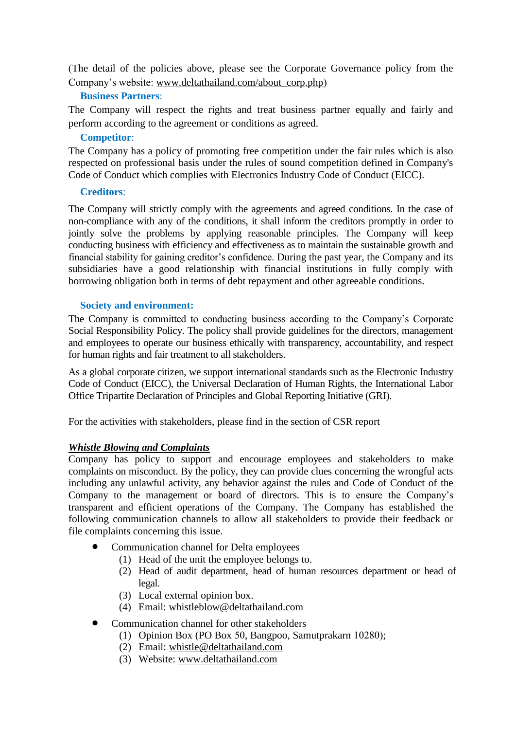(The detail of the policies above, please see the Corporate Governance policy from the Company's website: www.deltathailand.com/about_corp.php)

**Business Partners**:

The Company will respect the rights and treat business partner equally and fairly and perform according to the agreement or conditions as agreed.

**Competitor**:

The Company has a policy of promoting free competition under the fair rules which is also respected on professional basis under the rules of sound competition defined in Company's Code of Conduct which complies with Electronics Industry Code of Conduct (EICC).

**Creditors**:

The Company will strictly comply with the agreements and agreed conditions. In the case of non-compliance with any of the conditions, it shall inform the creditors promptly in order to jointly solve the problems by applying reasonable principles. The Company will keep conducting business with efficiency and effectiveness as to maintain the sustainable growth and financial stability for gaining creditor's confidence. During the past year, the Company and its subsidiaries have a good relationship with financial institutions in fully comply with borrowing obligation both in terms of debt repayment and other agreeable conditions.

**Society and environment:**

The Company is committed to conducting business according to the Company's Corporate Social Responsibility Policy. The policy shall provide guidelines for the directors, management and employees to operate our business ethically with transparency, accountability, and respect for human rights and fair treatment to all stakeholders.

As a global corporate citizen, we support international standards such as the Electronic Industry Code of Conduct (EICC), the Universal Declaration of Human Rights, the International Labor Office Tripartite Declaration of Principles and Global Reporting Initiative (GRI).

For the activities with stakeholders, please find in the section of CSR report

***Whistle Blowing and Complaints***

Company has policy to support and encourage employees and stakeholders to make complaints on misconduct. By the policy, they can provide clues concerning the wrongful acts including any unlawful activity, any behavior against the rules and Code of Conduct of the Company to the management or board of directors. This is to ensure the Company's transparent and efficient operations of the Company. The Company has established the following communication channels to allow all stakeholders to provide their feedback or file complaints concerning this issue.

- Communication channel for Delta employees
  (1) Head of the unit the employee belongs to.
  (2) Head of audit department, head of human resources department or head of legal.
  (3) Local external opinion box.
  (4) Email: whistleblow@deltathailand.com
- Communication channel for other stakeholders
  (1) Opinion Box (PO Box 50, Bangpoo, Samutprakarn 10280);
  (2) Email: whistle@deltathailand.com
  (3) Website: www.deltathailand.com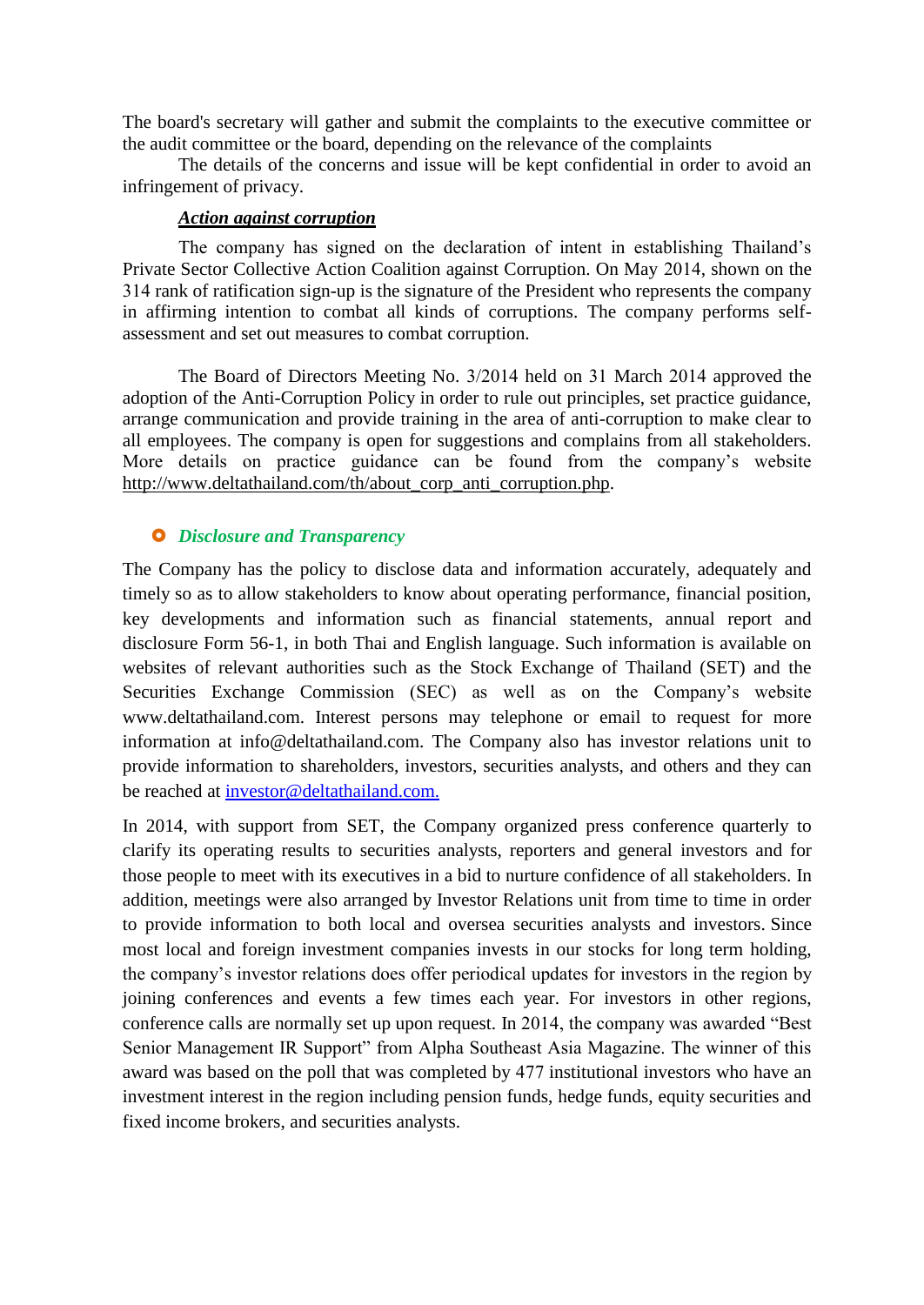The board's secretary will gather and submit the complaints to the executive committee or the audit committee or the board, depending on the relevance of the complaints

The details of the concerns and issue will be kept confidential in order to avoid an infringement of privacy.

***Action against corruption***

The company has signed on the declaration of intent in establishing Thailand's Private Sector Collective Action Coalition against Corruption. On May 2014, shown on the 314 rank of ratification sign-up is the signature of the President who represents the company in affirming intention to combat all kinds of corruptions. The company performs self-assessment and set out measures to combat corruption.

The Board of Directors Meeting No. 3/2014 held on 31 March 2014 approved the adoption of the Anti-Corruption Policy in order to rule out principles, set practice guidance, arrange communication and provide training in the area of anti-corruption to make clear to all employees. The company is open for suggestions and complains from all stakeholders. More details on practice guidance can be found from the company's website http://www.deltathailand.com/th/about_corp_anti_corruption.php.

## *Disclosure and Transparency*

The Company has the policy to disclose data and information accurately, adequately and timely so as to allow stakeholders to know about operating performance, financial position, key developments and information such as financial statements, annual report and disclosure Form 56-1, in both Thai and English language. Such information is available on websites of relevant authorities such as the Stock Exchange of Thailand (SET) and the Securities Exchange Commission (SEC) as well as on the Company's website www.deltathailand.com. Interest persons may telephone or email to request for more information at info@deltathailand.com. The Company also has investor relations unit to provide information to shareholders, investors, securities analysts, and others and they can be reached at investor@deltathailand.com.

In 2014, with support from SET, the Company organized press conference quarterly to clarify its operating results to securities analysts, reporters and general investors and for those people to meet with its executives in a bid to nurture confidence of all stakeholders. In addition, meetings were also arranged by Investor Relations unit from time to time in order to provide information to both local and oversea securities analysts and investors. Since most local and foreign investment companies invests in our stocks for long term holding, the company's investor relations does offer periodical updates for investors in the region by joining conferences and events a few times each year. For investors in other regions, conference calls are normally set up upon request. In 2014, the company was awarded "Best Senior Management IR Support" from Alpha Southeast Asia Magazine. The winner of this award was based on the poll that was completed by 477 institutional investors who have an investment interest in the region including pension funds, hedge funds, equity securities and fixed income brokers, and securities analysts.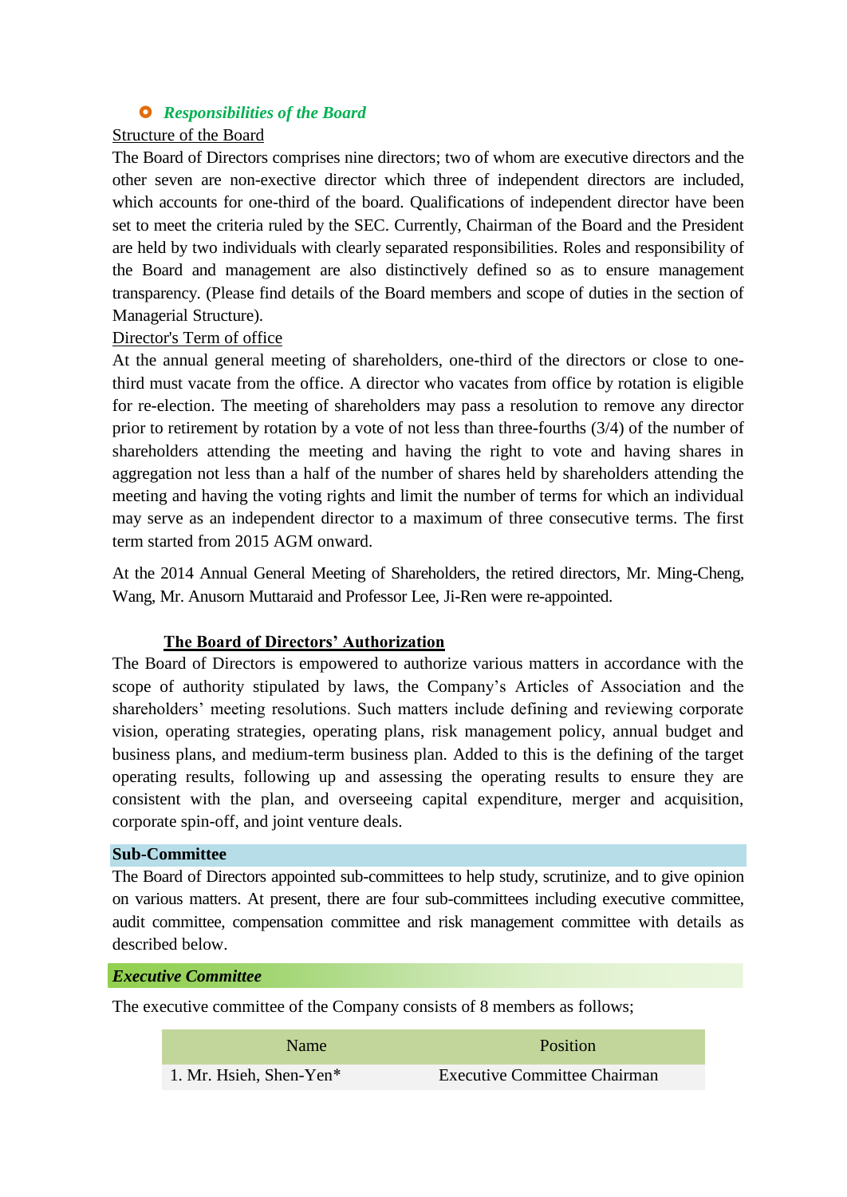### *Responsibilities of the Board*

Structure of the Board

The Board of Directors comprises nine directors; two of whom are executive directors and the other seven are non-executive director which three of independent directors are included, which accounts for one-third of the board. Qualifications of independent director have been set to meet the criteria ruled by the SEC. Currently, Chairman of the Board and the President are held by two individuals with clearly separated responsibilities. Roles and responsibility of the Board and management are also distinctively defined so as to ensure management transparency. (Please find details of the Board members and scope of duties in the section of Managerial Structure).

Director's Term of office

At the annual general meeting of shareholders, one-third of the directors or close to one-third must vacate from the office. A director who vacates from office by rotation is eligible for re-election. The meeting of shareholders may pass a resolution to remove any director prior to retirement by rotation by a vote of not less than three-fourths (3/4) of the number of shareholders attending the meeting and having the right to vote and having shares in aggregation not less than a half of the number of shares held by shareholders attending the meeting and having the voting rights and limit the number of terms for which an individual may serve as an independent director to a maximum of three consecutive terms. The first term started from 2015 AGM onward.

At the 2014 Annual General Meeting of Shareholders, the retired directors, Mr. Ming-Cheng, Wang, Mr. Anusorn Muttaraid and Professor Lee, Ji-Ren were re-appointed.

**The Board of Directors' Authorization**

The Board of Directors is empowered to authorize various matters in accordance with the scope of authority stipulated by laws, the Company's Articles of Association and the shareholders' meeting resolutions. Such matters include defining and reviewing corporate vision, operating strategies, operating plans, risk management policy, annual budget and business plans, and medium-term business plan. Added to this is the defining of the target operating results, following up and assessing the operating results to ensure they are consistent with the plan, and overseeing capital expenditure, merger and acquisition, corporate spin-off, and joint venture deals.

## Sub-Committee

The Board of Directors appointed sub-committees to help study, scrutinize, and to give opinion on various matters. At present, there are four sub-committees including executive committee, audit committee, compensation committee and risk management committee with details as described below.

### *Executive Committee*

The executive committee of the Company consists of 8 members as follows;

| Name | Position |
|---|---|
| 1. Mr. Hsieh, Shen-Yen* | Executive Committee Chairman |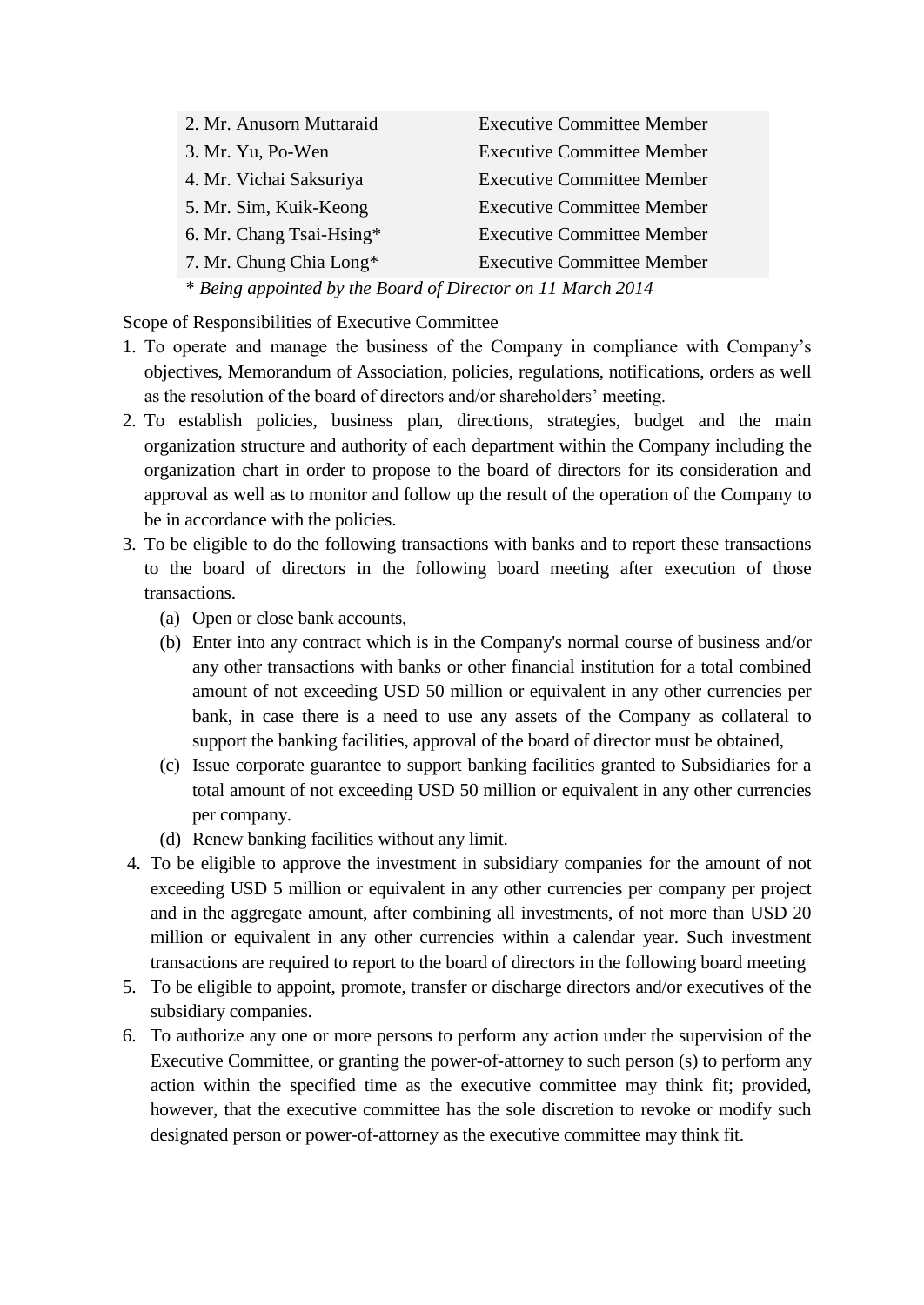| | |
|---|---|
| 2. Mr. Anusorn Muttaraid | Executive Committee Member |
| 3. Mr. Yu, Po-Wen | Executive Committee Member |
| 4. Mr. Vichai Saksuriya | Executive Committee Member |
| 5. Mr. Sim, Kuik-Keong | Executive Committee Member |
| 6. Mr. Chang Tsai-Hsing* | Executive Committee Member |
| 7. Mr. Chung Chia Long* | Executive Committee Member |

*\* Being appointed by the Board of Director on 11 March 2014*

Scope of Responsibilities of Executive Committee

1. To operate and manage the business of the Company in compliance with Company's objectives, Memorandum of Association, policies, regulations, notifications, orders as well as the resolution of the board of directors and/or shareholders' meeting.
2. To establish policies, business plan, directions, strategies, budget and the main organization structure and authority of each department within the Company including the organization chart in order to propose to the board of directors for its consideration and approval as well as to monitor and follow up the result of the operation of the Company to be in accordance with the policies.
3. To be eligible to do the following transactions with banks and to report these transactions to the board of directors in the following board meeting after execution of those transactions.
   (a) Open or close bank accounts,
   (b) Enter into any contract which is in the Company's normal course of business and/or any other transactions with banks or other financial institution for a total combined amount of not exceeding USD 50 million or equivalent in any other currencies per bank, in case there is a need to use any assets of the Company as collateral to support the banking facilities, approval of the board of director must be obtained,
   (c) Issue corporate guarantee to support banking facilities granted to Subsidiaries for a total amount of not exceeding USD 50 million or equivalent in any other currencies per company.
   (d) Renew banking facilities without any limit.
4. To be eligible to approve the investment in subsidiary companies for the amount of not exceeding USD 5 million or equivalent in any other currencies per company per project and in the aggregate amount, after combining all investments, of not more than USD 20 million or equivalent in any other currencies within a calendar year. Such investment transactions are required to report to the board of directors in the following board meeting
5. To be eligible to appoint, promote, transfer or discharge directors and/or executives of the subsidiary companies.
6. To authorize any one or more persons to perform any action under the supervision of the Executive Committee, or granting the power-of-attorney to such person (s) to perform any action within the specified time as the executive committee may think fit; provided, however, that the executive committee has the sole discretion to revoke or modify such designated person or power-of-attorney as the executive committee may think fit.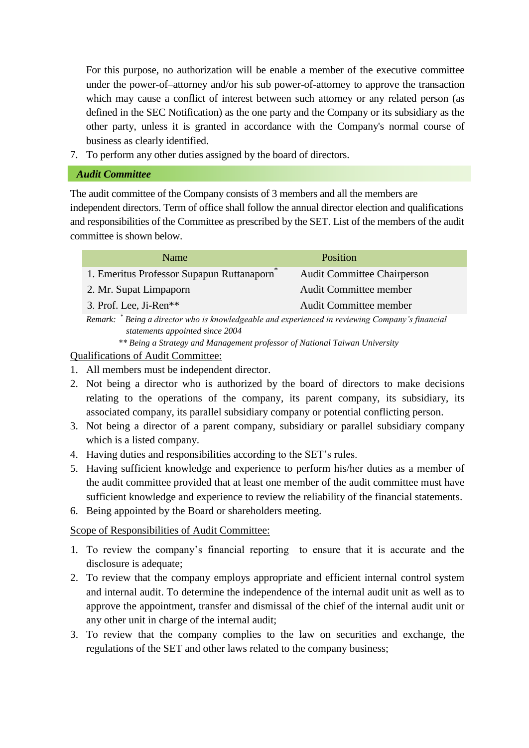For this purpose, no authorization will be enable a member of the executive committee under the power-of–attorney and/or his sub power-of-attorney to approve the transaction which may cause a conflict of interest between such attorney or any related person (as defined in the SEC Notification) as the one party and the Company or its subsidiary as the other party, unless it is granted in accordance with the Company's normal course of business as clearly identified.

7. To perform any other duties assigned by the board of directors.

## *Audit Committee*

The audit committee of the Company consists of 3 members and all the members are independent directors. Term of office shall follow the annual director election and qualifications and responsibilities of the Committee as prescribed by the SET. List of the members of the audit committee is shown below.

| Name | Position |
|---|---|
| 1. Emeritus Professor Supapun Ruttanaporn* | Audit Committee Chairperson |
| 2. Mr. Supat Limpaporn | Audit Committee member |
| 3. Prof. Lee, Ji-Ren** | Audit Committee member |

Remark: * *Being a director who is knowledgeable and experienced in reviewing Company's financial statements appointed since 2004*

*** Being a Strategy and Management professor of National Taiwan University*

<u>Qualifications of Audit Committee:</u>

1. All members must be independent director.
2. Not being a director who is authorized by the board of directors to make decisions relating to the operations of the company, its parent company, its subsidiary, its associated company, its parallel subsidiary company or potential conflicting person.
3. Not being a director of a parent company, subsidiary or parallel subsidiary company which is a listed company.
4. Having duties and responsibilities according to the SET's rules.
5. Having sufficient knowledge and experience to perform his/her duties as a member of the audit committee provided that at least one member of the audit committee must have sufficient knowledge and experience to review the reliability of the financial statements.
6. Being appointed by the Board or shareholders meeting.

<u>Scope of Responsibilities of Audit Committee:</u>

1. To review the company's financial reporting to ensure that it is accurate and the disclosure is adequate;
2. To review that the company employs appropriate and efficient internal control system and internal audit. To determine the independence of the internal audit unit as well as to approve the appointment, transfer and dismissal of the chief of the internal audit unit or any other unit in charge of the internal audit;
3. To review that the company complies to the law on securities and exchange, the regulations of the SET and other laws related to the company business;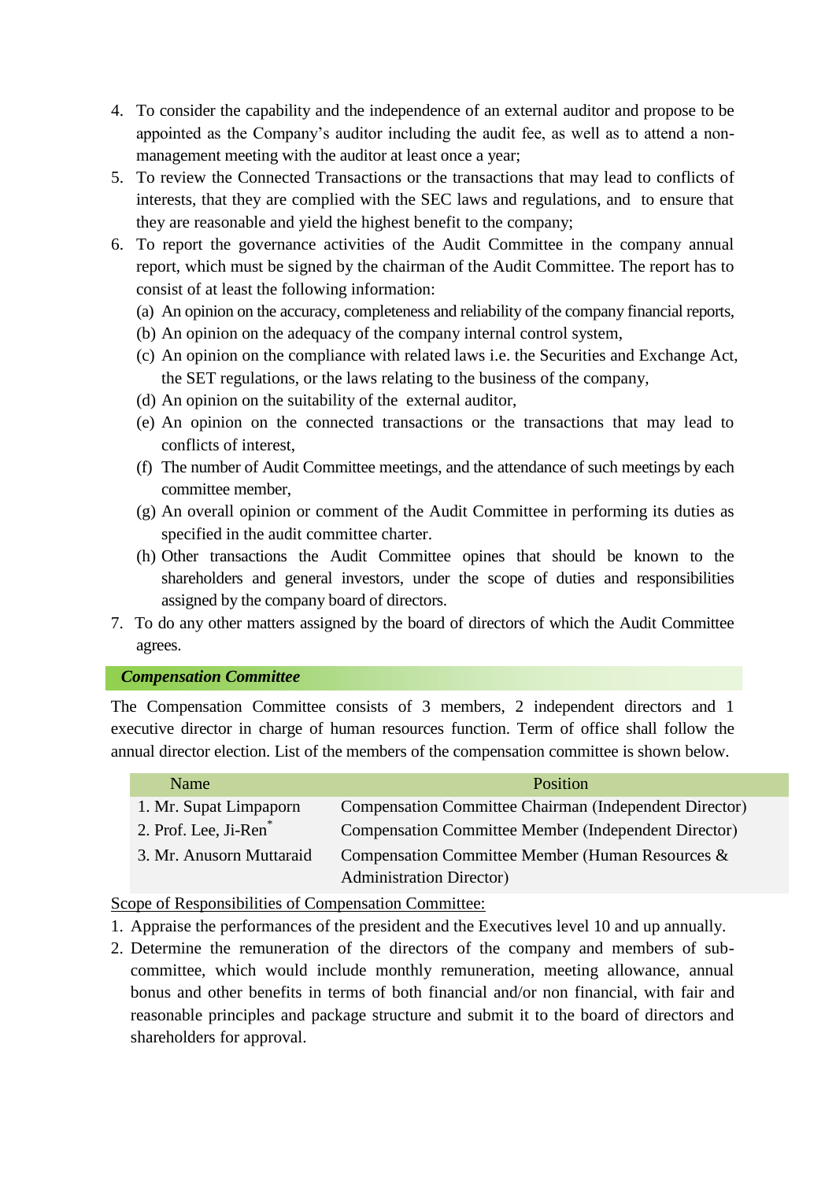4. To consider the capability and the independence of an external auditor and propose to be appointed as the Company's auditor including the audit fee, as well as to attend a non-management meeting with the auditor at least once a year;
5. To review the Connected Transactions or the transactions that may lead to conflicts of interests, that they are complied with the SEC laws and regulations, and to ensure that they are reasonable and yield the highest benefit to the company;
6. To report the governance activities of the Audit Committee in the company annual report, which must be signed by the chairman of the Audit Committee. The report has to consist of at least the following information:
   (a) An opinion on the accuracy, completeness and reliability of the company financial reports,
   (b) An opinion on the adequacy of the company internal control system,
   (c) An opinion on the compliance with related laws i.e. the Securities and Exchange Act, the SET regulations, or the laws relating to the business of the company,
   (d) An opinion on the suitability of the external auditor,
   (e) An opinion on the connected transactions or the transactions that may lead to conflicts of interest,
   (f) The number of Audit Committee meetings, and the attendance of such meetings by each committee member,
   (g) An overall opinion or comment of the Audit Committee in performing its duties as specified in the audit committee charter.
   (h) Other transactions the Audit Committee opines that should be known to the shareholders and general investors, under the scope of duties and responsibilities assigned by the company board of directors.
7. To do any other matters assigned by the board of directors of which the Audit Committee agrees.

### *Compensation Committee*

The Compensation Committee consists of 3 members, 2 independent directors and 1 executive director in charge of human resources function. Term of office shall follow the annual director election. List of the members of the compensation committee is shown below.

| Name | Position |
|---|---|
| 1. Mr. Supat Limpaporn | Compensation Committee Chairman (Independent Director) |
| 2. Prof. Lee, Ji-Ren* | Compensation Committee Member (Independent Director) |
| 3. Mr. Anusorn Muttaraid | Compensation Committee Member (Human Resources & Administration Director) |

<u>Scope of Responsibilities of Compensation Committee:</u>

1. Appraise the performances of the president and the Executives level 10 and up annually.
2. Determine the remuneration of the directors of the company and members of sub-committee, which would include monthly remuneration, meeting allowance, annual bonus and other benefits in terms of both financial and/or non financial, with fair and reasonable principles and package structure and submit it to the board of directors and shareholders for approval.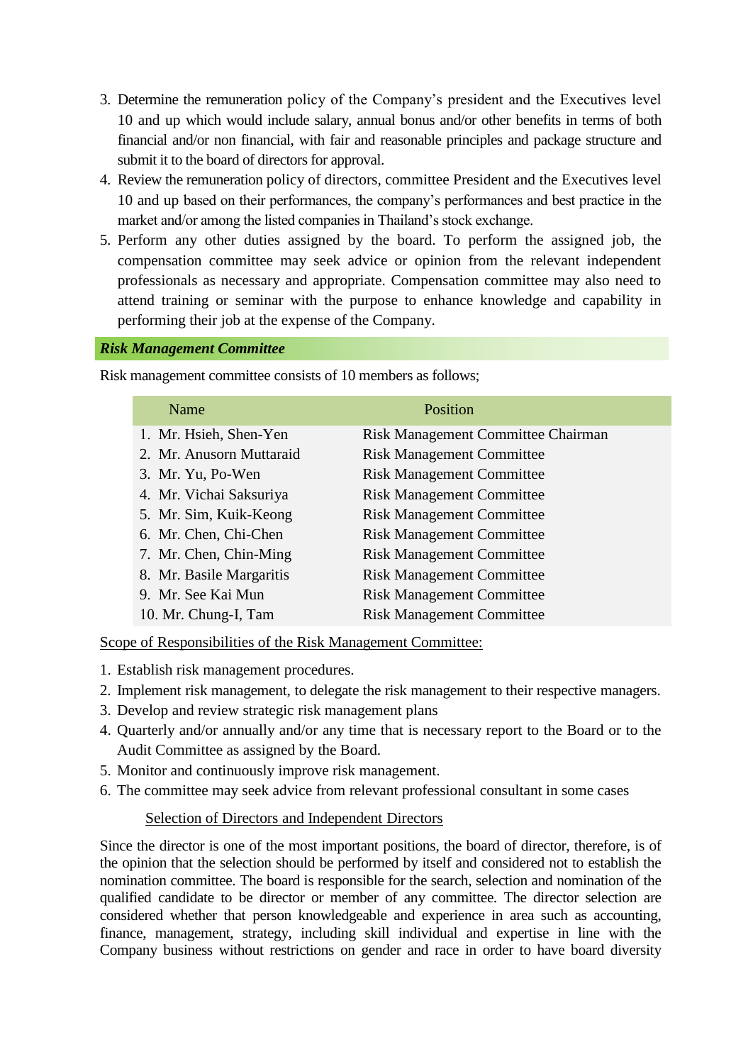3. Determine the remuneration policy of the Company's president and the Executives level 10 and up which would include salary, annual bonus and/or other benefits in terms of both financial and/or non financial, with fair and reasonable principles and package structure and submit it to the board of directors for approval.
4. Review the remuneration policy of directors, committee President and the Executives level 10 and up based on their performances, the company's performances and best practice in the market and/or among the listed companies in Thailand's stock exchange.
5. Perform any other duties assigned by the board. To perform the assigned job, the compensation committee may seek advice or opinion from the relevant independent professionals as necessary and appropriate. Compensation committee may also need to attend training or seminar with the purpose to enhance knowledge and capability in performing their job at the expense of the Company.

### *Risk Management Committee*

Risk management committee consists of 10 members as follows;

| Name | Position |
|---|---|
| 1. Mr. Hsieh, Shen-Yen | Risk Management Committee Chairman |
| 2. Mr. Anusorn Muttaraid | Risk Management Committee |
| 3. Mr. Yu, Po-Wen | Risk Management Committee |
| 4. Mr. Vichai Saksuriya | Risk Management Committee |
| 5. Mr. Sim, Kuik-Keong | Risk Management Committee |
| 6. Mr. Chen, Chi-Chen | Risk Management Committee |
| 7. Mr. Chen, Chin-Ming | Risk Management Committee |
| 8. Mr. Basile Margaritis | Risk Management Committee |
| 9. Mr. See Kai Mun | Risk Management Committee |
| 10. Mr. Chung-I, Tam | Risk Management Committee |

Scope of Responsibilities of the Risk Management Committee:

1. Establish risk management procedures.
2. Implement risk management, to delegate the risk management to their respective managers.
3. Develop and review strategic risk management plans
4. Quarterly and/or annually and/or any time that is necessary report to the Board or to the Audit Committee as assigned by the Board.
5. Monitor and continuously improve risk management.
6. The committee may seek advice from relevant professional consultant in some cases

Selection of Directors and Independent Directors

Since the director is one of the most important positions, the board of director, therefore, is of the opinion that the selection should be performed by itself and considered not to establish the nomination committee. The board is responsible for the search, selection and nomination of the qualified candidate to be director or member of any committee. The director selection are considered whether that person knowledgeable and experience in area such as accounting, finance, management, strategy, including skill individual and expertise in line with the Company business without restrictions on gender and race in order to have board diversity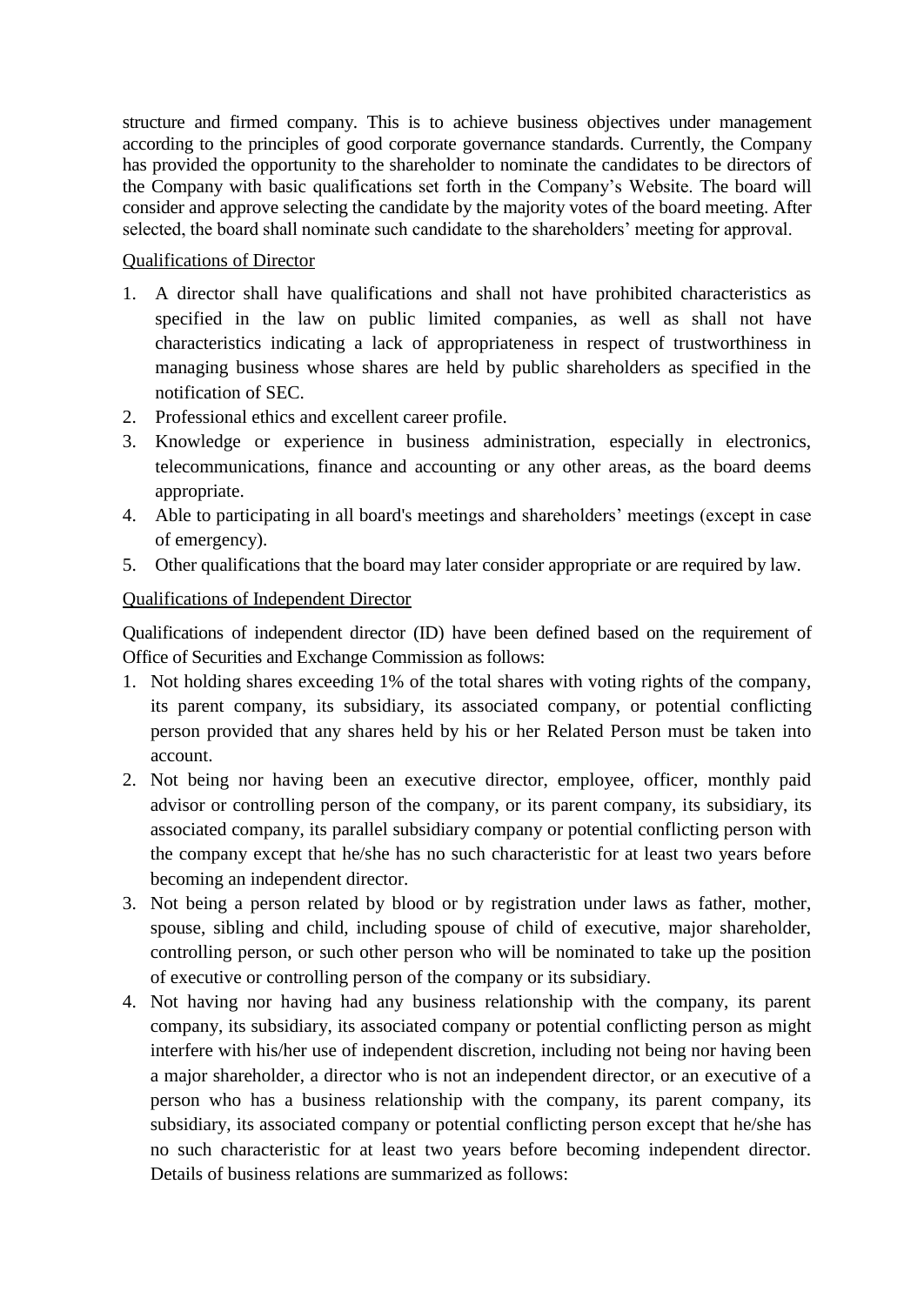structure and firmed company. This is to achieve business objectives under management according to the principles of good corporate governance standards. Currently, the Company has provided the opportunity to the shareholder to nominate the candidates to be directors of the Company with basic qualifications set forth in the Company's Website. The board will consider and approve selecting the candidate by the majority votes of the board meeting. After selected, the board shall nominate such candidate to the shareholders' meeting for approval.

Qualifications of Director

1. A director shall have qualifications and shall not have prohibited characteristics as specified in the law on public limited companies, as well as shall not have characteristics indicating a lack of appropriateness in respect of trustworthiness in managing business whose shares are held by public shareholders as specified in the notification of SEC.
2. Professional ethics and excellent career profile.
3. Knowledge or experience in business administration, especially in electronics, telecommunications, finance and accounting or any other areas, as the board deems appropriate.
4. Able to participating in all board's meetings and shareholders' meetings (except in case of emergency).
5. Other qualifications that the board may later consider appropriate or are required by law.

Qualifications of Independent Director

Qualifications of independent director (ID) have been defined based on the requirement of Office of Securities and Exchange Commission as follows:

1. Not holding shares exceeding 1% of the total shares with voting rights of the company, its parent company, its subsidiary, its associated company, or potential conflicting person provided that any shares held by his or her Related Person must be taken into account.
2. Not being nor having been an executive director, employee, officer, monthly paid advisor or controlling person of the company, or its parent company, its subsidiary, its associated company, its parallel subsidiary company or potential conflicting person with the company except that he/she has no such characteristic for at least two years before becoming an independent director.
3. Not being a person related by blood or by registration under laws as father, mother, spouse, sibling and child, including spouse of child of executive, major shareholder, controlling person, or such other person who will be nominated to take up the position of executive or controlling person of the company or its subsidiary.
4. Not having nor having had any business relationship with the company, its parent company, its subsidiary, its associated company or potential conflicting person as might interfere with his/her use of independent discretion, including not being nor having been a major shareholder, a director who is not an independent director, or an executive of a person who has a business relationship with the company, its parent company, its subsidiary, its associated company or potential conflicting person except that he/she has no such characteristic for at least two years before becoming independent director. Details of business relations are summarized as follows: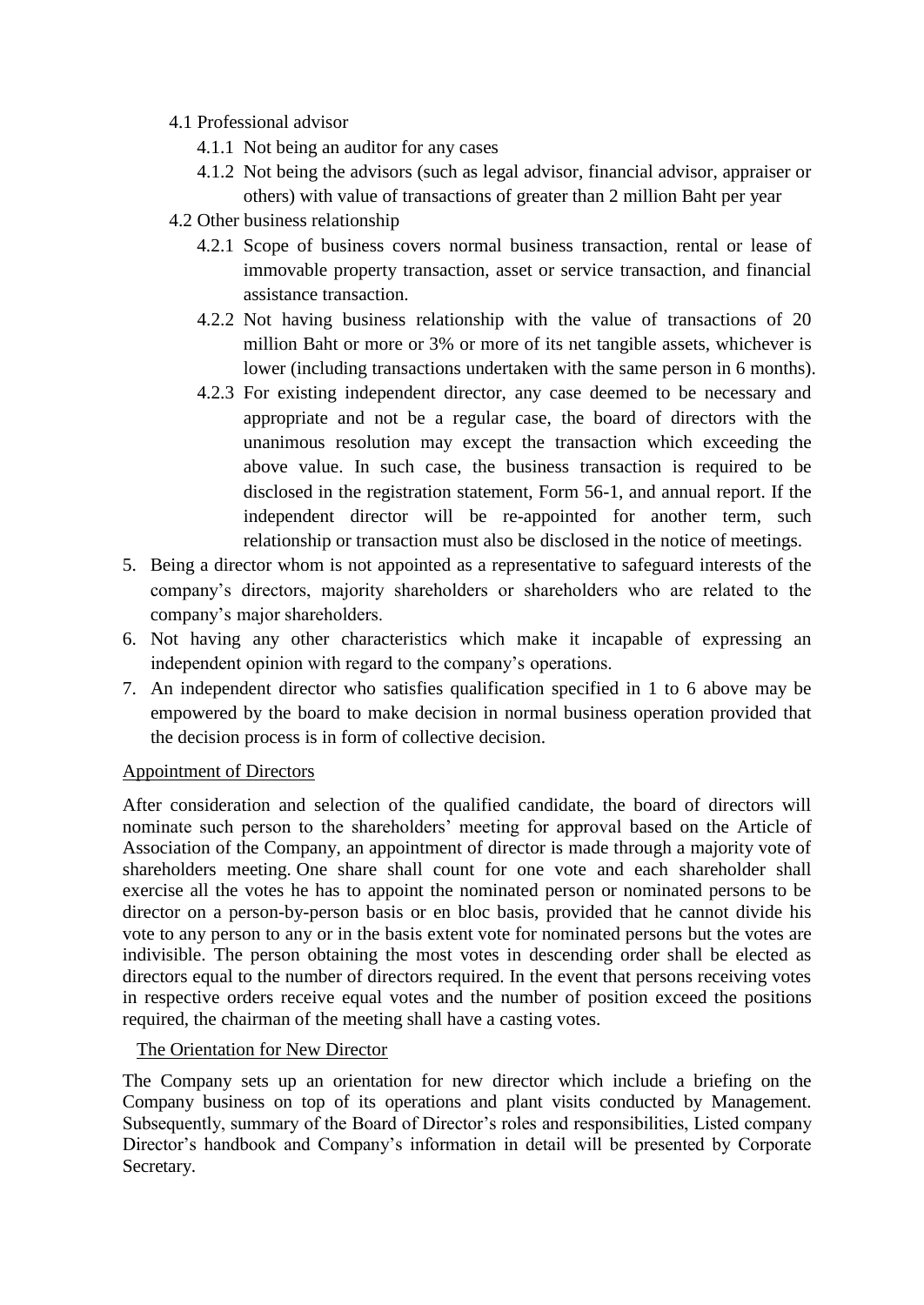4.1 Professional advisor

   4.1.1 Not being an auditor for any cases

   4.1.2 Not being the advisors (such as legal advisor, financial advisor, appraiser or others) with value of transactions of greater than 2 million Baht per year

4.2 Other business relationship

   4.2.1 Scope of business covers normal business transaction, rental or lease of immovable property transaction, asset or service transaction, and financial assistance transaction.

   4.2.2 Not having business relationship with the value of transactions of 20 million Baht or more or 3% or more of its net tangible assets, whichever is lower (including transactions undertaken with the same person in 6 months).

   4.2.3 For existing independent director, any case deemed to be necessary and appropriate and not be a regular case, the board of directors with the unanimous resolution may except the transaction which exceeding the above value. In such case, the business transaction is required to be disclosed in the registration statement, Form 56-1, and annual report. If the independent director will be re-appointed for another term, such relationship or transaction must also be disclosed in the notice of meetings.

5. Being a director whom is not appointed as a representative to safeguard interests of the company's directors, majority shareholders or shareholders who are related to the company's major shareholders.
6. Not having any other characteristics which make it incapable of expressing an independent opinion with regard to the company's operations.
7. An independent director who satisfies qualification specified in 1 to 6 above may be empowered by the board to make decision in normal business operation provided that the decision process is in form of collective decision.

Appointment of Directors

After consideration and selection of the qualified candidate, the board of directors will nominate such person to the shareholders' meeting for approval based on the Article of Association of the Company, an appointment of director is made through a majority vote of shareholders meeting. One share shall count for one vote and each shareholder shall exercise all the votes he has to appoint the nominated person or nominated persons to be director on a person-by-person basis or en bloc basis, provided that he cannot divide his vote to any person to any or in the basis extent vote for nominated persons but the votes are indivisible. The person obtaining the most votes in descending order shall be elected as directors equal to the number of directors required. In the event that persons receiving votes in respective orders receive equal votes and the number of position exceed the positions required, the chairman of the meeting shall have a casting votes.

The Orientation for New Director

The Company sets up an orientation for new director which include a briefing on the Company business on top of its operations and plant visits conducted by Management. Subsequently, summary of the Board of Director's roles and responsibilities, Listed company Director's handbook and Company's information in detail will be presented by Corporate Secretary.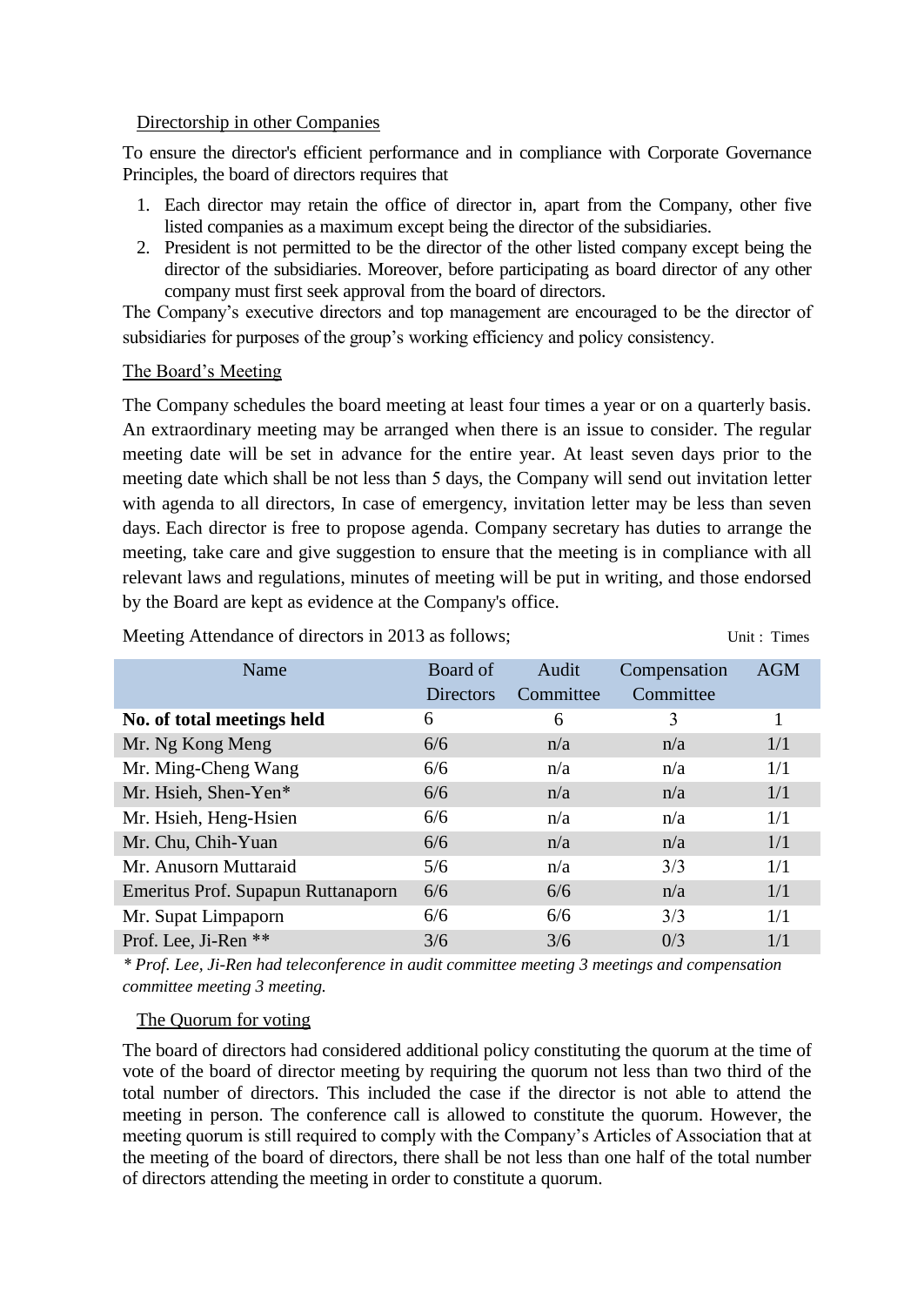Directorship in other Companies

To ensure the director's efficient performance and in compliance with Corporate Governance Principles, the board of directors requires that

1. Each director may retain the office of director in, apart from the Company, other five listed companies as a maximum except being the director of the subsidiaries.
2. President is not permitted to be the director of the other listed company except being the director of the subsidiaries. Moreover, before participating as board director of any other company must first seek approval from the board of directors.

The Company's executive directors and top management are encouraged to be the director of subsidiaries for purposes of the group's working efficiency and policy consistency.

The Board's Meeting

The Company schedules the board meeting at least four times a year or on a quarterly basis. An extraordinary meeting may be arranged when there is an issue to consider. The regular meeting date will be set in advance for the entire year. At least seven days prior to the meeting date which shall be not less than 5 days, the Company will send out invitation letter with agenda to all directors, In case of emergency, invitation letter may be less than seven days. Each director is free to propose agenda. Company secretary has duties to arrange the meeting, take care and give suggestion to ensure that the meeting is in compliance with all relevant laws and regulations, minutes of meeting will be put in writing, and those endorsed by the Board are kept as evidence at the Company's office.

Meeting Attendance of directors in 2013 as follows; Unit : Times

| Name | Board of Directors | Audit Committee | Compensation Committee | AGM |
|---|---|---|---|---|
| **No. of total meetings held** | 6 | 6 | 3 | 1 |
| Mr. Ng Kong Meng | 6/6 | n/a | n/a | 1/1 |
| Mr. Ming-Cheng Wang | 6/6 | n/a | n/a | 1/1 |
| Mr. Hsieh, Shen-Yen* | 6/6 | n/a | n/a | 1/1 |
| Mr. Hsieh, Heng-Hsien | 6/6 | n/a | n/a | 1/1 |
| Mr. Chu, Chih-Yuan | 6/6 | n/a | n/a | 1/1 |
| Mr. Anusorn Muttaraid | 5/6 | n/a | 3/3 | 1/1 |
| Emeritus Prof. Supapun Ruttanaporn | 6/6 | 6/6 | n/a | 1/1 |
| Mr. Supat Limpaporn | 6/6 | 6/6 | 3/3 | 1/1 |
| Prof. Lee, Ji-Ren ** | 3/6 | 3/6 | 0/3 | 1/1 |

*\* Prof. Lee, Ji-Ren had teleconference in audit committee meeting 3 meetings and compensation committee meeting 3 meeting.*

The Quorum for voting

The board of directors had considered additional policy constituting the quorum at the time of vote of the board of director meeting by requiring the quorum not less than two third of the total number of directors. This included the case if the director is not able to attend the meeting in person. The conference call is allowed to constitute the quorum. However, the meeting quorum is still required to comply with the Company's Articles of Association that at the meeting of the board of directors, there shall be not less than one half of the total number of directors attending the meeting in order to constitute a quorum.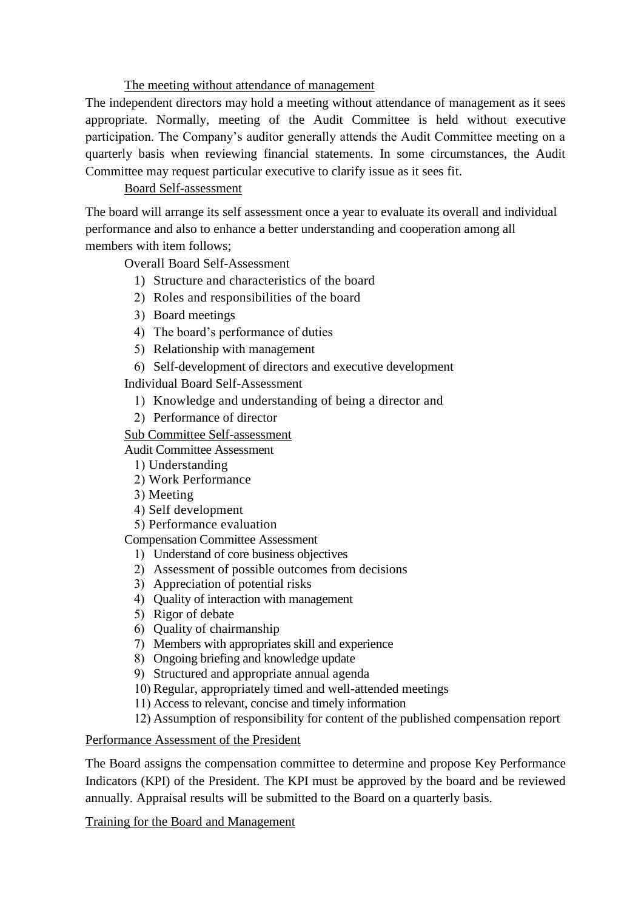The meeting without attendance of management

The independent directors may hold a meeting without attendance of management as it sees appropriate. Normally, meeting of the Audit Committee is held without executive participation. The Company's auditor generally attends the Audit Committee meeting on a quarterly basis when reviewing financial statements. In some circumstances, the Audit Committee may request particular executive to clarify issue as it sees fit.

Board Self-assessment

The board will arrange its self assessment once a year to evaluate its overall and individual performance and also to enhance a better understanding and cooperation among all members with item follows;

Overall Board Self-Assessment

1) Structure and characteristics of the board
2) Roles and responsibilities of the board
3) Board meetings
4) The board's performance of duties
5) Relationship with management
6) Self-development of directors and executive development

Individual Board Self-Assessment

1) Knowledge and understanding of being a director and
2) Performance of director

Sub Committee Self-assessment

Audit Committee Assessment

1) Understanding
2) Work Performance
3) Meeting
4) Self development
5) Performance evaluation

Compensation Committee Assessment

1) Understand of core business objectives
2) Assessment of possible outcomes from decisions
3) Appreciation of potential risks
4) Quality of interaction with management
5) Rigor of debate
6) Quality of chairmanship
7) Members with appropriates skill and experience
8) Ongoing briefing and knowledge update
9) Structured and appropriate annual agenda
10) Regular, appropriately timed and well-attended meetings
11) Access to relevant, concise and timely information
12) Assumption of responsibility for content of the published compensation report

Performance Assessment of the President

The Board assigns the compensation committee to determine and propose Key Performance Indicators (KPI) of the President. The KPI must be approved by the board and be reviewed annually. Appraisal results will be submitted to the Board on a quarterly basis.

Training for the Board and Management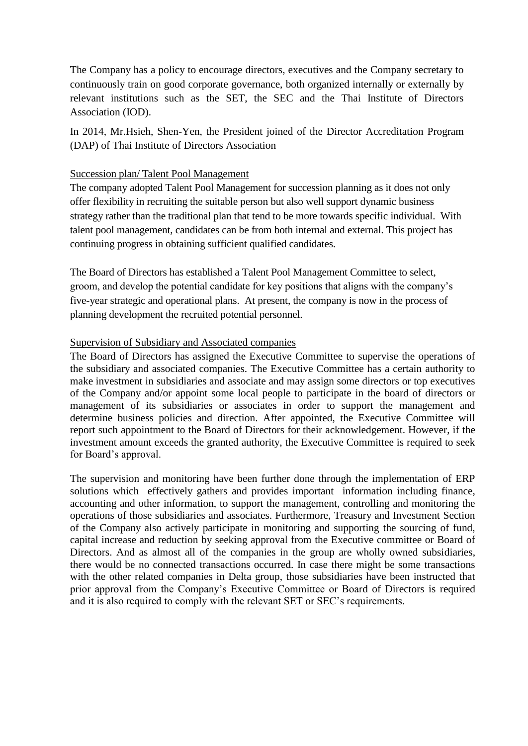The Company has a policy to encourage directors, executives and the Company secretary to continuously train on good corporate governance, both organized internally or externally by relevant institutions such as the SET, the SEC and the Thai Institute of Directors Association (IOD).

In 2014, Mr.Hsieh, Shen-Yen, the President joined of the Director Accreditation Program (DAP) of Thai Institute of Directors Association

<u>Succession plan/ Talent Pool Management</u>

The company adopted Talent Pool Management for succession planning as it does not only offer flexibility in recruiting the suitable person but also well support dynamic business strategy rather than the traditional plan that tend to be more towards specific individual. With talent pool management, candidates can be from both internal and external. This project has continuing progress in obtaining sufficient qualified candidates.

The Board of Directors has established a Talent Pool Management Committee to select, groom, and develop the potential candidate for key positions that aligns with the company's five-year strategic and operational plans. At present, the company is now in the process of planning development the recruited potential personnel.

<u>Supervision of Subsidiary and Associated companies</u>

The Board of Directors has assigned the Executive Committee to supervise the operations of the subsidiary and associated companies. The Executive Committee has a certain authority to make investment in subsidiaries and associate and may assign some directors or top executives of the Company and/or appoint some local people to participate in the board of directors or management of its subsidiaries or associates in order to support the management and determine business policies and direction. After appointed, the Executive Committee will report such appointment to the Board of Directors for their acknowledgement. However, if the investment amount exceeds the granted authority, the Executive Committee is required to seek for Board's approval.

The supervision and monitoring have been further done through the implementation of ERP solutions which effectively gathers and provides important information including finance, accounting and other information, to support the management, controlling and monitoring the operations of those subsidiaries and associates. Furthermore, Treasury and Investment Section of the Company also actively participate in monitoring and supporting the sourcing of fund, capital increase and reduction by seeking approval from the Executive committee or Board of Directors. And as almost all of the companies in the group are wholly owned subsidiaries, there would be no connected transactions occurred. In case there might be some transactions with the other related companies in Delta group, those subsidiaries have been instructed that prior approval from the Company's Executive Committee or Board of Directors is required and it is also required to comply with the relevant SET or SEC's requirements.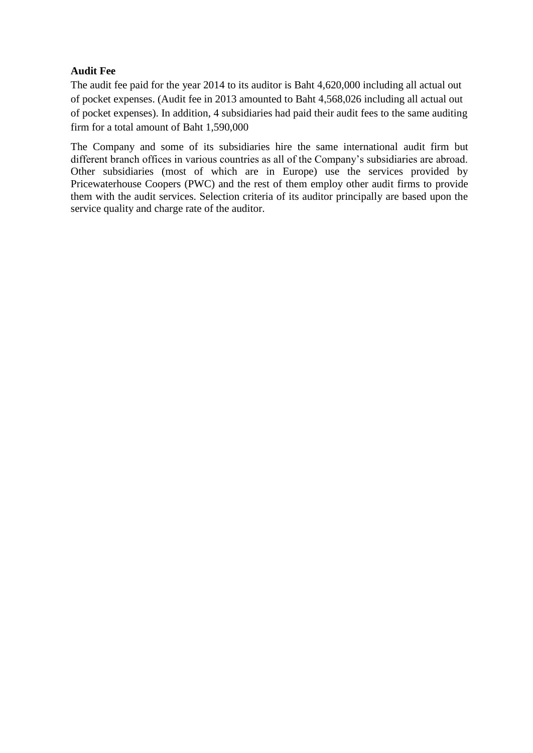**Audit Fee**

The audit fee paid for the year 2014 to its auditor is Baht 4,620,000 including all actual out of pocket expenses. (Audit fee in 2013 amounted to Baht 4,568,026 including all actual out of pocket expenses). In addition, 4 subsidiaries had paid their audit fees to the same auditing firm for a total amount of Baht 1,590,000

The Company and some of its subsidiaries hire the same international audit firm but different branch offices in various countries as all of the Company's subsidiaries are abroad. Other subsidiaries (most of which are in Europe) use the services provided by Pricewaterhouse Coopers (PWC) and the rest of them employ other audit firms to provide them with the audit services. Selection criteria of its auditor principally are based upon the service quality and charge rate of the auditor.